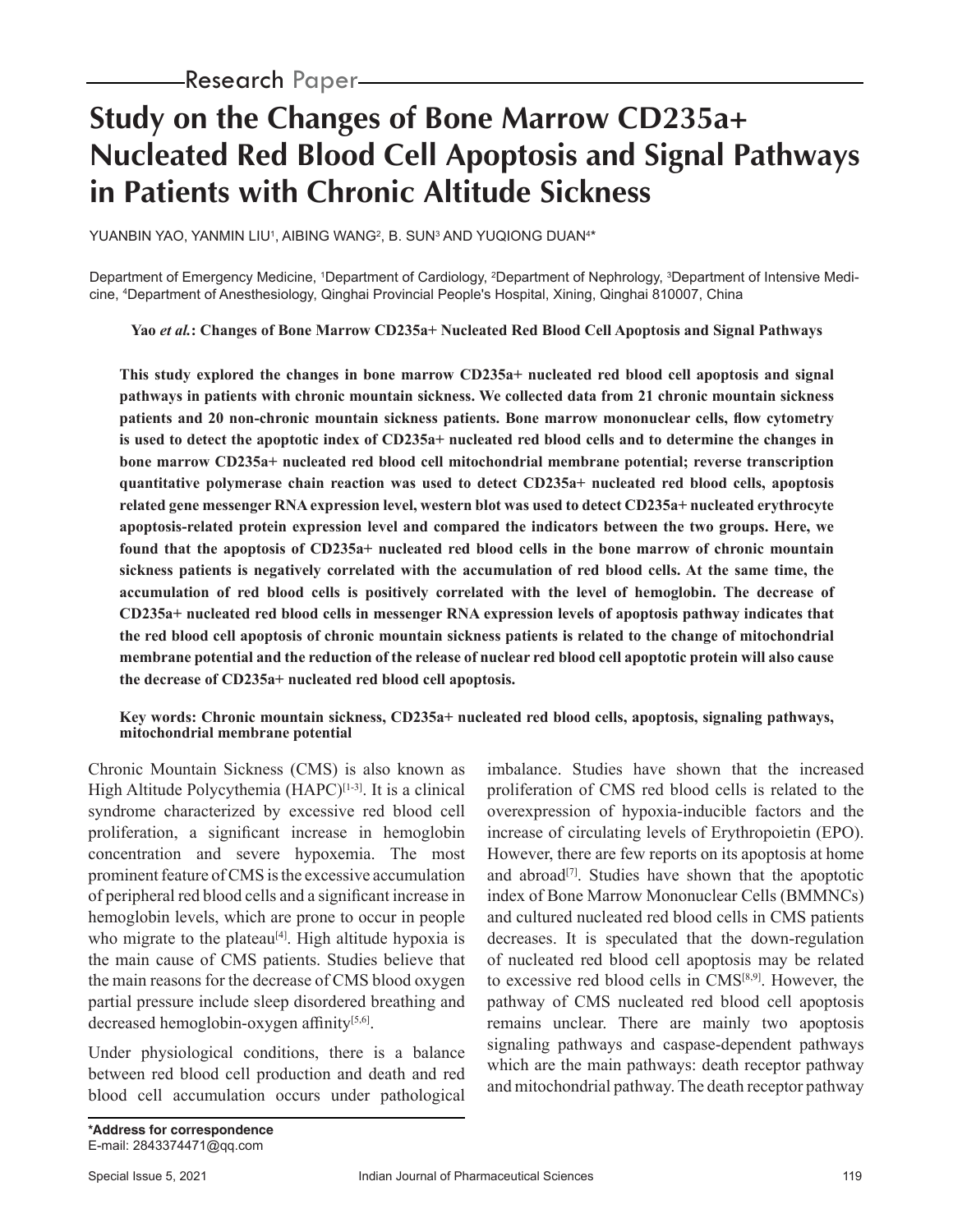Research Paper

# Study on the Changes of Bone Marrow CD235a+ Nucleated Red Blood Cell Apoptosis and Signal Pathways in Patients with Chronic Altitude Sickness

YUANBIN YAO, YANMIN LIU[1], AIBING WANG[2], B. SUN[3] AND YUQIONG DUAN[4]*

Department of Emergency Medicine, [1]Department of Cardiology, [2]Department of Nephrology, [3]Department of Intensive Medicine, [4]Department of Anesthesiology, Qinghai Provincial People's Hospital, Xining, Qinghai 810007, China

**This study explored the changes in bone marrow CD235a+ nucleated red blood cell apoptosis and signal pathways in patients with chronic mountain sickness. We collected data from 21 chronic mountain sickness patients and 20 non-chronic mountain sickness patients. Bone marrow mononuclear cells, flow cytometry is used to detect the apoptotic index of CD235a+ nucleated red blood cells and to determine the changes in bone marrow CD235a+ nucleated red blood cell mitochondrial membrane potential; reverse transcription quantitative polymerase chain reaction was used to detect CD235a+ nucleated red blood cells, apoptosis related gene messenger RNA expression level, western blot was used to detect CD235a+ nucleated erythrocyte apoptosis-related protein expression level and compared the indicators between the two groups. Here, we found that the apoptosis of CD235a+ nucleated red blood cells in the bone marrow of chronic mountain sickness patients is negatively correlated with the accumulation of red blood cells. At the same time, the accumulation of red blood cells is positively correlated with the level of hemoglobin. The decrease of CD235a+ nucleated red blood cells in messenger RNA expression levels of apoptosis pathway indicates that the red blood cell apoptosis of chronic mountain sickness patients is related to the change of mitochondrial membrane potential and the reduction of the release of nuclear red blood cell apoptotic protein will also cause the decrease of CD235a+ nucleated red blood cell apoptosis.**

**Key words: Chronic mountain sickness, CD235a+ nucleated red blood cells, apoptosis, signaling pathways, mitochondrial membrane potential**

Chronic Mountain Sickness (CMS) is also known as High Altitude Polycythemia (HAPC)[1-3]. It is a clinical syndrome characterized by excessive red blood cell proliferation, a significant increase in hemoglobin concentration and severe hypoxemia. The most prominent feature of CMS is the excessive accumulation of peripheral red blood cells and a significant increase in hemoglobin levels, which are prone to occur in people who migrate to the plateau[4]. High altitude hypoxia is the main cause of CMS patients. Studies believe that the main reasons for the decrease of CMS blood oxygen partial pressure include sleep disordered breathing and decreased hemoglobin-oxygen affinity[5,6].

Under physiological conditions, there is a balance between red blood cell production and death and red blood cell accumulation occurs under pathological imbalance. Studies have shown that the increased proliferation of CMS red blood cells is related to the overexpression of hypoxia-inducible factors and the increase of circulating levels of Erythropoietin (EPO). However, there are few reports on its apoptosis at home and abroad[7]. Studies have shown that the apoptotic index of Bone Marrow Mononuclear Cells (BMMNCs) and cultured nucleated red blood cells in CMS patients decreases. It is speculated that the down-regulation of nucleated red blood cell apoptosis may be related to excessive red blood cells in CMS[8,9]. However, the pathway of CMS nucleated red blood cell apoptosis remains unclear. There are mainly two apoptosis signaling pathways and caspase-dependent pathways which are the main pathways: death receptor pathway and mitochondrial pathway. The death receptor pathway

**\*Address for correspondence**
E-mail: 2843374471@qq.com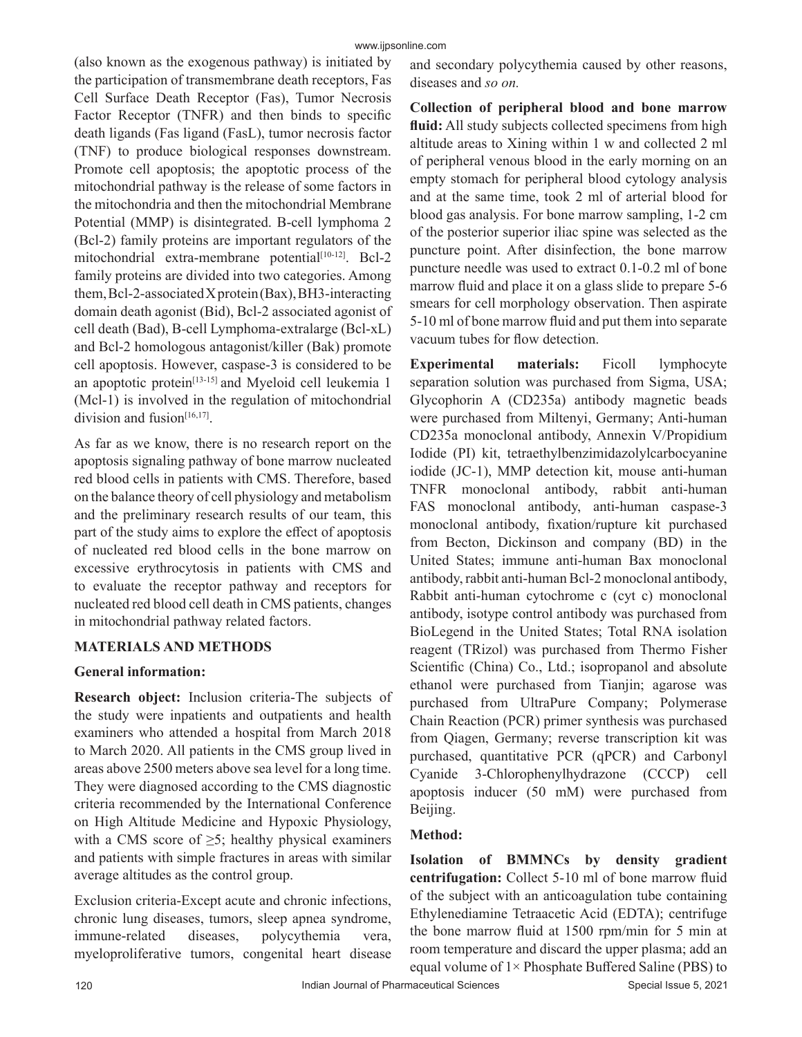(also known as the exogenous pathway) is initiated by the participation of transmembrane death receptors, Fas Cell Surface Death Receptor (Fas), Tumor Necrosis Factor Receptor (TNFR) and then binds to specific death ligands (Fas ligand (FasL), tumor necrosis factor (TNF) to produce biological responses downstream. Promote cell apoptosis; the apoptotic process of the mitochondrial pathway is the release of some factors in the mitochondria and then the mitochondrial Membrane Potential (MMP) is disintegrated. B-cell lymphoma 2 (Bcl-2) family proteins are important regulators of the mitochondrial extra-membrane potential[10-12]. Bcl-2 family proteins are divided into two categories. Among them, Bcl-2-associated X protein (Bax), BH3-interacting domain death agonist (Bid), Bcl-2 associated agonist of cell death (Bad), B-cell Lymphoma-extralarge (Bcl-xL) and Bcl-2 homologous antagonist/killer (Bak) promote cell apoptosis. However, caspase-3 is considered to be an apoptotic protein[13-15] and Myeloid cell leukemia 1 (Mcl-1) is involved in the regulation of mitochondrial division and fusion[16,17].

As far as we know, there is no research report on the apoptosis signaling pathway of bone marrow nucleated red blood cells in patients with CMS. Therefore, based on the balance theory of cell physiology and metabolism and the preliminary research results of our team, this part of the study aims to explore the effect of apoptosis of nucleated red blood cells in the bone marrow on excessive erythrocytosis in patients with CMS and to evaluate the receptor pathway and receptors for nucleated red blood cell death in CMS patients, changes in mitochondrial pathway related factors.

## MATERIALS AND METHODS

### General information:

**Research object:** Inclusion criteria-The subjects of the study were inpatients and outpatients and health examiners who attended a hospital from March 2018 to March 2020. All patients in the CMS group lived in areas above 2500 meters above sea level for a long time. They were diagnosed according to the CMS diagnostic criteria recommended by the International Conference on High Altitude Medicine and Hypoxic Physiology, with a CMS score of ≥5; healthy physical examiners and patients with simple fractures in areas with similar average altitudes as the control group.

Exclusion criteria-Except acute and chronic infections, chronic lung diseases, tumors, sleep apnea syndrome, immune-related diseases, polycythemia vera, myeloproliferative tumors, congenital heart disease and secondary polycythemia caused by other reasons, diseases and *so on.*

**Collection of peripheral blood and bone marrow fluid:** All study subjects collected specimens from high altitude areas to Xining within 1 w and collected 2 ml of peripheral venous blood in the early morning on an empty stomach for peripheral blood cytology analysis and at the same time, took 2 ml of arterial blood for blood gas analysis. For bone marrow sampling, 1-2 cm of the posterior superior iliac spine was selected as the puncture point. After disinfection, the bone marrow puncture needle was used to extract 0.1-0.2 ml of bone marrow fluid and place it on a glass slide to prepare 5-6 smears for cell morphology observation. Then aspirate 5-10 ml of bone marrow fluid and put them into separate vacuum tubes for flow detection.

**Experimental materials:** Ficoll lymphocyte separation solution was purchased from Sigma, USA; Glycophorin A (CD235a) antibody magnetic beads were purchased from Miltenyi, Germany; Anti-human CD235a monoclonal antibody, Annexin V/Propidium Iodide (PI) kit, tetraethylbenzimidazolylcarbocyanine iodide (JC-1), MMP detection kit, mouse anti-human TNFR monoclonal antibody, rabbit anti-human FAS monoclonal antibody, anti-human caspase-3 monoclonal antibody, fixation/rupture kit purchased from Becton, Dickinson and company (BD) in the United States; immune anti-human Bax monoclonal antibody, rabbit anti-human Bcl-2 monoclonal antibody, Rabbit anti-human cytochrome c (cyt c) monoclonal antibody, isotype control antibody was purchased from BioLegend in the United States; Total RNA isolation reagent (TRizol) was purchased from Thermo Fisher Scientific (China) Co., Ltd.; isopropanol and absolute ethanol were purchased from Tianjin; agarose was purchased from UltraPure Company; Polymerase Chain Reaction (PCR) primer synthesis was purchased from Qiagen, Germany; reverse transcription kit was purchased, quantitative PCR (qPCR) and Carbonyl Cyanide 3-Chlorophenylhydrazone (CCCP) cell apoptosis inducer (50 mM) were purchased from Beijing.

### Method:

**Isolation of BMMNCs by density gradient centrifugation:** Collect 5-10 ml of bone marrow fluid of the subject with an anticoagulation tube containing Ethylenediamine Tetraacetic Acid (EDTA); centrifuge the bone marrow fluid at 1500 rpm/min for 5 min at room temperature and discard the upper plasma; add an equal volume of 1× Phosphate Buffered Saline (PBS) to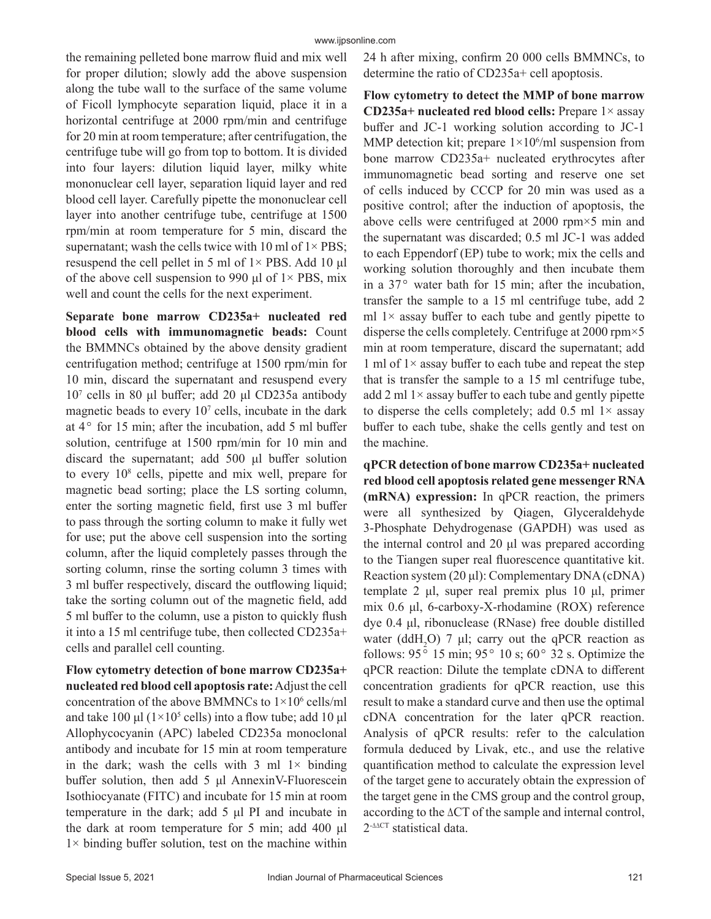the remaining pelleted bone marrow fluid and mix well for proper dilution; slowly add the above suspension along the tube wall to the surface of the same volume of Ficoll lymphocyte separation liquid, place it in a horizontal centrifuge at 2000 rpm/min and centrifuge for 20 min at room temperature; after centrifugation, the centrifuge tube will go from top to bottom. It is divided into four layers: dilution liquid layer, milky white mononuclear cell layer, separation liquid layer and red blood cell layer. Carefully pipette the mononuclear cell layer into another centrifuge tube, centrifuge at 1500 rpm/min at room temperature for 5 min, discard the supernatant; wash the cells twice with 10 ml of 1× PBS; resuspend the cell pellet in 5 ml of 1× PBS. Add 10 μl of the above cell suspension to 990 μl of 1× PBS, mix well and count the cells for the next experiment.

**Separate bone marrow CD235a+ nucleated red blood cells with immunomagnetic beads:** Count the BMMNCs obtained by the above density gradient centrifugation method; centrifuge at 1500 rpm/min for 10 min, discard the supernatant and resuspend every $10^7$ cells in 80 μl buffer; add 20 μl CD235a antibody magnetic beads to every $10^7$ cells, incubate in the dark at 4° for 15 min; after the incubation, add 5 ml buffer solution, centrifuge at 1500 rpm/min for 10 min and discard the supernatant; add 500 μl buffer solution to every $10^8$ cells, pipette and mix well, prepare for magnetic bead sorting; place the LS sorting column, enter the sorting magnetic field, first use 3 ml buffer to pass through the sorting column to make it fully wet for use; put the above cell suspension into the sorting column, after the liquid completely passes through the sorting column, rinse the sorting column 3 times with 3 ml buffer respectively, discard the outflowing liquid; take the sorting column out of the magnetic field, add 5 ml buffer to the column, use a piston to quickly flush it into a 15 ml centrifuge tube, then collected CD235a+ cells and parallel cell counting.

**Flow cytometry detection of bone marrow CD235a+ nucleated red blood cell apoptosis rate:** Adjust the cell concentration of the above BMMNCs to $1\times10^6$ cells/ml and take 100 μl ($1\times10^5$ cells) into a flow tube; add 10 μl Allophycocyanin (APC) labeled CD235a monoclonal antibody and incubate for 15 min at room temperature in the dark; wash the cells with 3 ml 1× binding buffer solution, then add 5 μl AnnexinV-Fluorescein Isothiocyanate (FITC) and incubate for 15 min at room temperature in the dark; add 5 μl PI and incubate in the dark at room temperature for 5 min; add 400 μl 1× binding buffer solution, test on the machine within 24 h after mixing, confirm 20 000 cells BMMNCs, to determine the ratio of CD235a+ cell apoptosis.

**Flow cytometry to detect the MMP of bone marrow CD235a+ nucleated red blood cells:** Prepare 1× assay buffer and JC-1 working solution according to JC-1 MMP detection kit; prepare $1\times10^6$/ml suspension from bone marrow CD235a+ nucleated erythrocytes after immunomagnetic bead sorting and reserve one set of cells induced by CCCP for 20 min was used as a positive control; after the induction of apoptosis, the above cells were centrifuged at 2000 rpm×5 min and the supernatant was discarded; 0.5 ml JC-1 was added to each Eppendorf (EP) tube to work; mix the cells and working solution thoroughly and then incubate them in a 37° water bath for 15 min; after the incubation, transfer the sample to a 15 ml centrifuge tube, add 2 ml 1× assay buffer to each tube and gently pipette to disperse the cells completely. Centrifuge at 2000 rpm×5 min at room temperature, discard the supernatant; add 1 ml of 1× assay buffer to each tube and repeat the step that is transfer the sample to a 15 ml centrifuge tube, add 2 ml 1× assay buffer to each tube and gently pipette to disperse the cells completely; add 0.5 ml 1× assay buffer to each tube, shake the cells gently and test on the machine.

**qPCR detection of bone marrow CD235a+ nucleated red blood cell apoptosis related gene messenger RNA (mRNA) expression:** In qPCR reaction, the primers were all synthesized by Qiagen, Glyceraldehyde 3-Phosphate Dehydrogenase (GAPDH) was used as the internal control and 20 μl was prepared according to the Tiangen super real fluorescence quantitative kit. Reaction system (20 μl): Complementary DNA (cDNA) template 2 μl, super real premix plus 10 μl, primer mix 0.6 μl, 6-carboxy-X-rhodamine (ROX) reference dye 0.4 μl, ribonuclease (RNase) free double distilled water ($ddH_2O$) 7 μl; carry out the qPCR reaction as follows: 95° 15 min; 95° 10 s; 60° 32 s. Optimize the qPCR reaction: Dilute the template cDNA to different concentration gradients for qPCR reaction, use this result to make a standard curve and then use the optimal cDNA concentration for the later qPCR reaction. Analysis of qPCR results: refer to the calculation formula deduced by Livak, etc., and use the relative quantification method to calculate the expression level of the target gene to accurately obtain the expression of the target gene in the CMS group and the control group, according to the ΔCT of the sample and internal control, $2^{-\Delta\Delta CT}$ statistical data.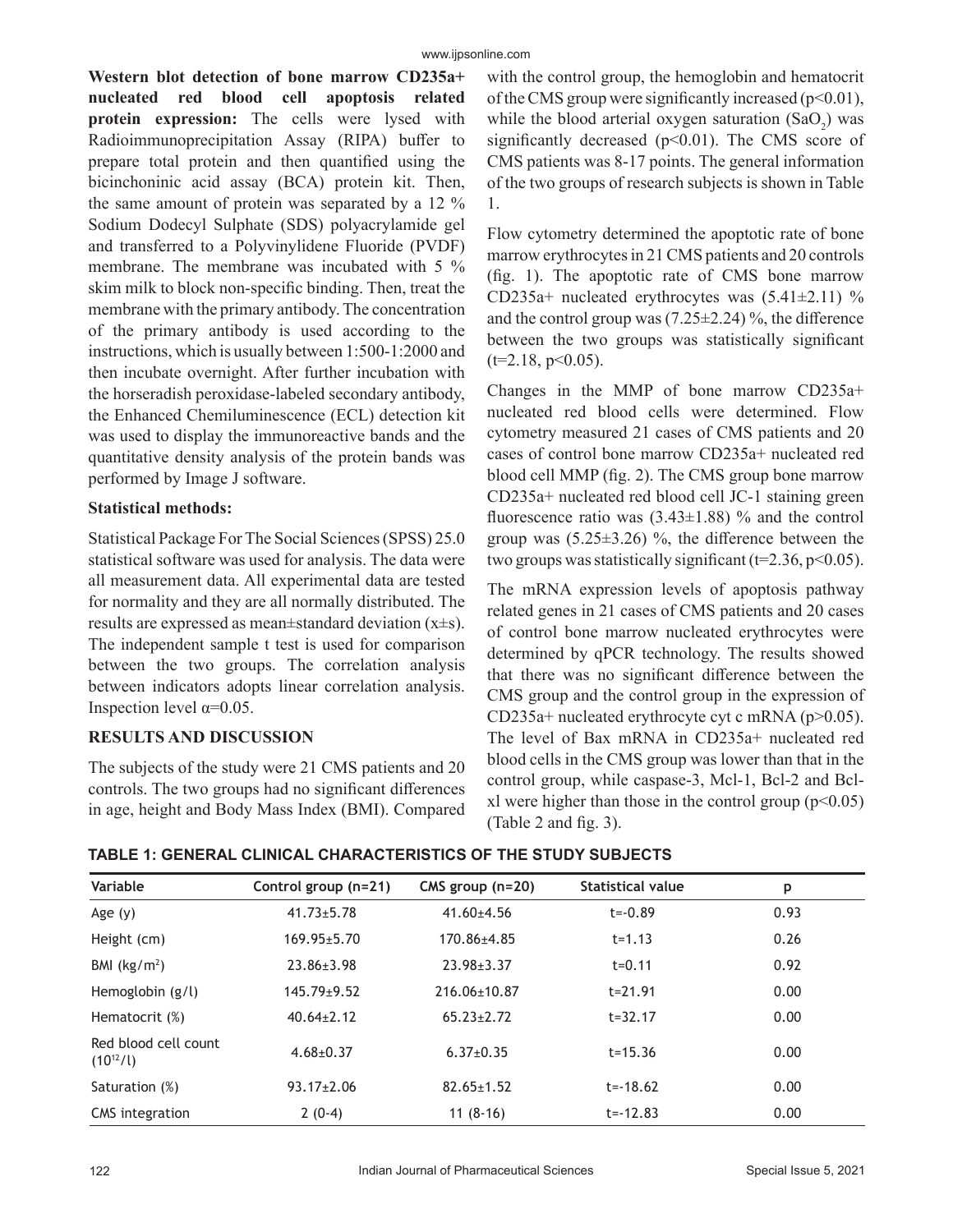**Western blot detection of bone marrow CD235a+ nucleated red blood cell apoptosis related protein expression:** The cells were lysed with Radioimmunoprecipitation Assay (RIPA) buffer to prepare total protein and then quantified using the bicinchoninic acid assay (BCA) protein kit. Then, the same amount of protein was separated by a 12 % Sodium Dodecyl Sulphate (SDS) polyacrylamide gel and transferred to a Polyvinylidene Fluoride (PVDF) membrane. The membrane was incubated with 5 % skim milk to block non-specific binding. Then, treat the membrane with the primary antibody. The concentration of the primary antibody is used according to the instructions, which is usually between 1:500-1:2000 and then incubate overnight. After further incubation with the horseradish peroxidase-labeled secondary antibody, the Enhanced Chemiluminescence (ECL) detection kit was used to display the immunoreactive bands and the quantitative density analysis of the protein bands was performed by Image J software.

### Statistical methods:

Statistical Package For The Social Sciences (SPSS) 25.0 statistical software was used for analysis. The data were all measurement data. All experimental data are tested for normality and they are all normally distributed. The results are expressed as mean±standard deviation (x±s). The independent sample t test is used for comparison between the two groups. The correlation analysis between indicators adopts linear correlation analysis. Inspection level $\alpha$=0.05.

## RESULTS AND DISCUSSION

The subjects of the study were 21 CMS patients and 20 controls. The two groups had no significant differences in age, height and Body Mass Index (BMI). Compared with the control group, the hemoglobin and hematocrit of the CMS group were significantly increased ($p<0.01$), while the blood arterial oxygen saturation ($SaO_2$) was significantly decreased ($p<0.01$). The CMS score of CMS patients was 8-17 points. The general information of the two groups of research subjects is shown in Table 1.

Flow cytometry determined the apoptotic rate of bone marrow erythrocytes in 21 CMS patients and 20 controls (fig. 1). The apoptotic rate of CMS bone marrow CD235a+ nucleated erythrocytes was (5.41±2.11) % and the control group was (7.25±2.24) %, the difference between the two groups was statistically significant ($t=2.18$, $p<0.05$).

Changes in the MMP of bone marrow CD235a+ nucleated red blood cells were determined. Flow cytometry measured 21 cases of CMS patients and 20 cases of control bone marrow CD235a+ nucleated red blood cell MMP (fig. 2). The CMS group bone marrow CD235a+ nucleated red blood cell JC-1 staining green fluorescence ratio was (3.43±1.88) % and the control group was (5.25±3.26) %, the difference between the two groups was statistically significant ($t=2.36$, $p<0.05$).

The mRNA expression levels of apoptosis pathway related genes in 21 cases of CMS patients and 20 cases of control bone marrow nucleated erythrocytes were determined by qPCR technology. The results showed that there was no significant difference between the CMS group and the control group in the expression of CD235a+ nucleated erythrocyte cyt c mRNA ($p>0.05$). The level of Bax mRNA in CD235a+ nucleated red blood cells in the CMS group was lower than that in the control group, while caspase-3, Mcl-1, Bcl-2 and Bcl-xl were higher than those in the control group ($p<0.05$) (Table 2 and fig. 3).

**TABLE 1: GENERAL CLINICAL CHARACTERISTICS OF THE STUDY SUBJECTS**

| Variable | Control group (n=21) | CMS group (n=20) | Statistical value | p |
|---|---|---|---|---|
| Age (y) | 41.73±5.78 | 41.60±4.56 | t=-0.89 | 0.93 |
| Height (cm) | 169.95±5.70 | 170.86±4.85 | t=1.13 | 0.26 |
| BMI (kg/m$^2$) | 23.86±3.98 | 23.98±3.37 | t=0.11 | 0.92 |
| Hemoglobin (g/l) | 145.79±9.52 | 216.06±10.87 | t=21.91 | 0.00 |
| Hematocrit (%) | 40.64±2.12 | 65.23±2.72 | t=32.17 | 0.00 |
| Red blood cell count ($10^{12}$/l) | 4.68±0.37 | 6.37±0.35 | t=15.36 | 0.00 |
| Saturation (%) | 93.17±2.06 | 82.65±1.52 | t=-18.62 | 0.00 |
| CMS integration | 2 (0-4) | 11 (8-16) | t=-12.83 | 0.00 |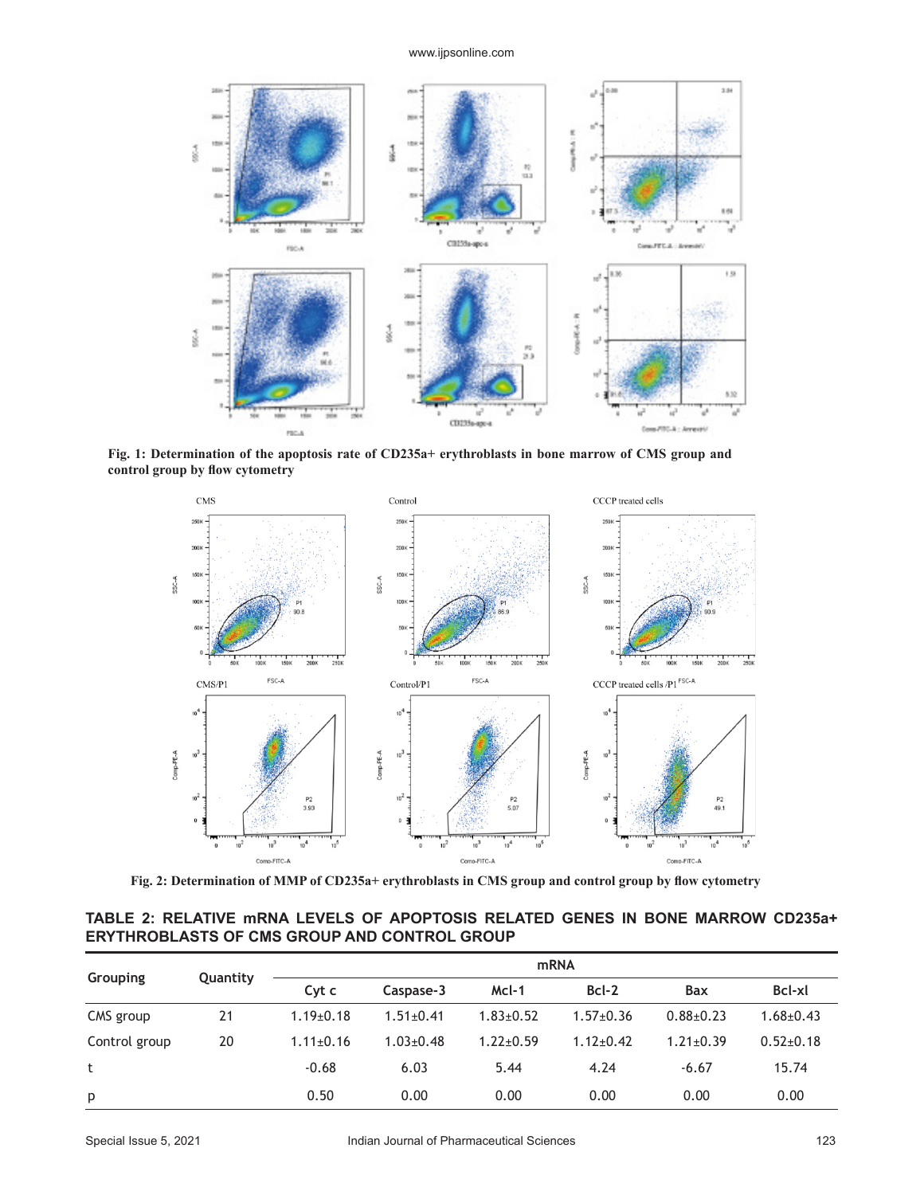Fig. 1: Determination of the apoptosis rate of CD235a+ erythroblasts in bone marrow of CMS group and control group by flow cytometry

Fig. 2: Determination of MMP of CD235a+ erythroblasts in CMS group and control group by flow cytometry

**TABLE 2: RELATIVE mRNA LEVELS OF APOPTOSIS RELATED GENES IN BONE MARROW CD235a+ ERYTHROBLASTS OF CMS GROUP AND CONTROL GROUP**

| Grouping | Quantity | mRNA | | | | | |
|---|---|---|---|---|---|---|---|
| | | Cyt c | Caspase-3 | Mcl-1 | Bcl-2 | Bax | Bcl-xl |
| CMS group | 21 | 1.19±0.18 | 1.51±0.41 | 1.83±0.52 | 1.57±0.36 | 0.88±0.23 | 1.68±0.43 |
| Control group | 20 | 1.11±0.16 | 1.03±0.48 | 1.22±0.59 | 1.12±0.42 | 1.21±0.39 | 0.52±0.18 |
| t | | -0.68 | 6.03 | 5.44 | 4.24 | -6.67 | 15.74 |
| p | | 0.50 | 0.00 | 0.00 | 0.00 | 0.00 | 0.00 |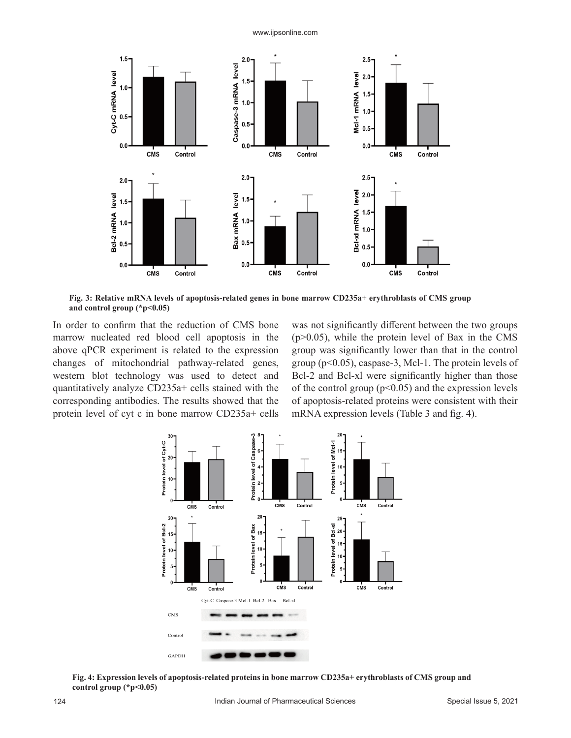Fig. 3: Relative mRNA levels of apoptosis-related genes in bone marrow CD235a+ erythroblasts of CMS group and control group (*p<0.05)

In order to confirm that the reduction of CMS bone marrow nucleated red blood cell apoptosis in the above qPCR experiment is related to the expression changes of mitochondrial pathway-related genes, western blot technology was used to detect and quantitatively analyze CD235a+ cells stained with the corresponding antibodies. The results showed that the protein level of cyt c in bone marrow CD235a+ cells was not significantly different between the two groups (p>0.05), while the protein level of Bax in the CMS group was significantly lower than that in the control group (p<0.05), caspase-3, Mcl-1. The protein levels of Bcl-2 and Bcl-xl were significantly higher than those of the control group (p<0.05) and the expression levels of apoptosis-related proteins were consistent with their mRNA expression levels (Table 3 and fig. 4).

Fig. 4: Expression levels of apoptosis-related proteins in bone marrow CD235a+ erythroblasts of CMS group and control group (*p<0.05)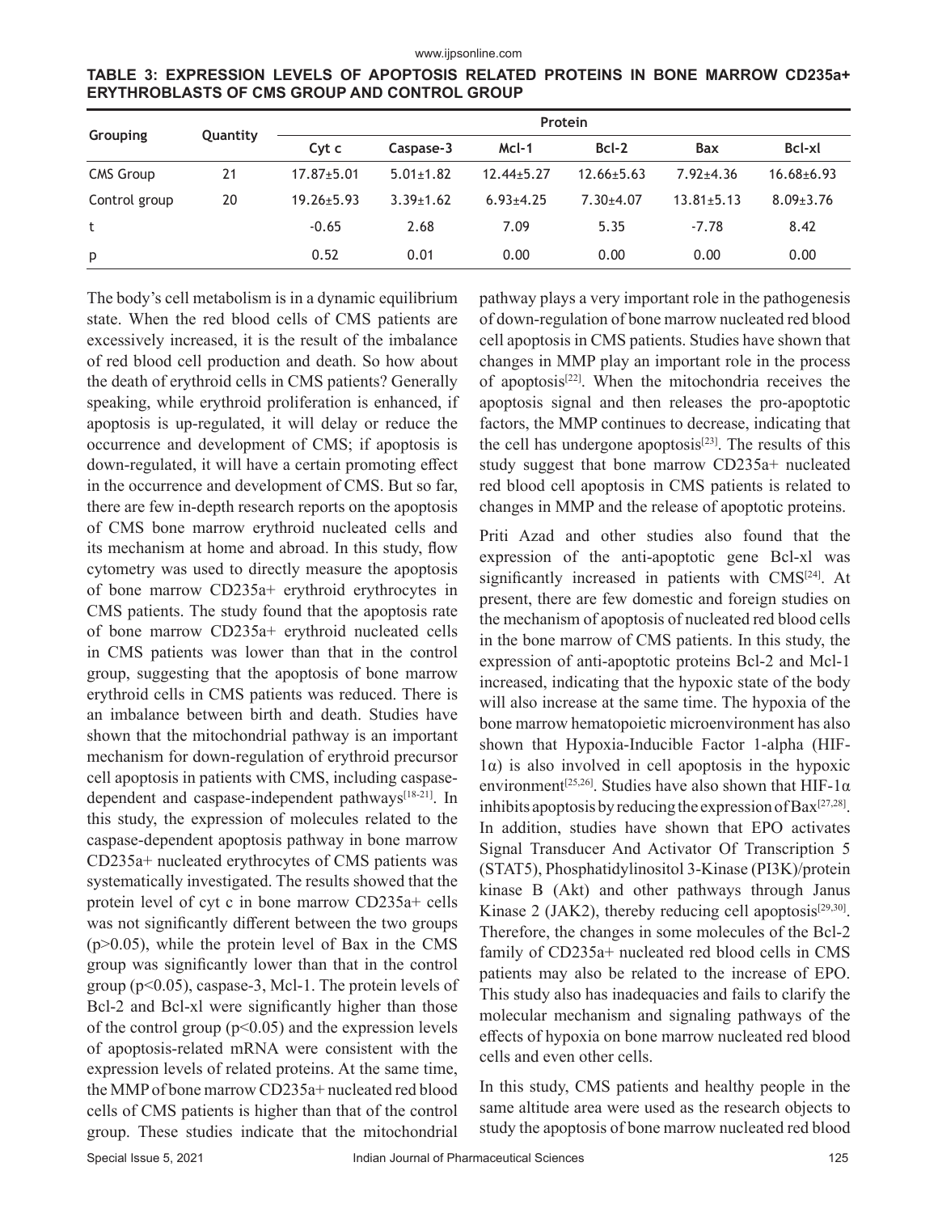**TABLE 3: EXPRESSION LEVELS OF APOPTOSIS RELATED PROTEINS IN BONE MARROW CD235a+ ERYTHROBLASTS OF CMS GROUP AND CONTROL GROUP**

| Grouping | Quantity | Protein | | | | | |
|---|---|---|---|---|---|---|---|
| | | Cyt c | Caspase-3 | Mcl-1 | Bcl-2 | Bax | Bcl-xl |
| CMS Group | 21 | 17.87±5.01 | 5.01±1.82 | 12.44±5.27 | 12.66±5.63 | 7.92±4.36 | 16.68±6.93 |
| Control group | 20 | 19.26±5.93 | 3.39±1.62 | 6.93±4.25 | 7.30±4.07 | 13.81±5.13 | 8.09±3.76 |
| t | | -0.65 | 2.68 | 7.09 | 5.35 | -7.78 | 8.42 |
| p | | 0.52 | 0.01 | 0.00 | 0.00 | 0.00 | 0.00 |

The body's cell metabolism is in a dynamic equilibrium state. When the red blood cells of CMS patients are excessively increased, it is the result of the imbalance of red blood cell production and death. So how about the death of erythroid cells in CMS patients? Generally speaking, while erythroid proliferation is enhanced, if apoptosis is up-regulated, it will delay or reduce the occurrence and development of CMS; if apoptosis is down-regulated, it will have a certain promoting effect in the occurrence and development of CMS. But so far, there are few in-depth research reports on the apoptosis of CMS bone marrow erythroid nucleated cells and its mechanism at home and abroad. In this study, flow cytometry was used to directly measure the apoptosis of bone marrow CD235a+ erythroid erythrocytes in CMS patients. The study found that the apoptosis rate of bone marrow CD235a+ erythroid nucleated cells in CMS patients was lower than that in the control group, suggesting that the apoptosis of bone marrow erythroid cells in CMS patients was reduced. There is an imbalance between birth and death. Studies have shown that the mitochondrial pathway is an important mechanism for down-regulation of erythroid precursor cell apoptosis in patients with CMS, including caspase-dependent and caspase-independent pathways[18-21]. In this study, the expression of molecules related to the caspase-dependent apoptosis pathway in bone marrow CD235a+ nucleated erythrocytes of CMS patients was systematically investigated. The results showed that the protein level of cyt c in bone marrow CD235a+ cells was not significantly different between the two groups ($p>0.05$), while the protein level of Bax in the CMS group was significantly lower than that in the control group ($p<0.05$), caspase-3, Mcl-1. The protein levels of Bcl-2 and Bcl-xl were significantly higher than those of the control group ($p<0.05$) and the expression levels of apoptosis-related mRNA were consistent with the expression levels of related proteins. At the same time, the MMP of bone marrow CD235a+ nucleated red blood cells of CMS patients is higher than that of the control group. These studies indicate that the mitochondrial pathway plays a very important role in the pathogenesis of down-regulation of bone marrow nucleated red blood cell apoptosis in CMS patients. Studies have shown that changes in MMP play an important role in the process of apoptosis[22]. When the mitochondria receives the apoptosis signal and then releases the pro-apoptotic factors, the MMP continues to decrease, indicating that the cell has undergone apoptosis[23]. The results of this study suggest that bone marrow CD235a+ nucleated red blood cell apoptosis in CMS patients is related to changes in MMP and the release of apoptotic proteins.

Priti Azad and other studies also found that the expression of the anti-apoptotic gene Bcl-xl was significantly increased in patients with CMS[24]. At present, there are few domestic and foreign studies on the mechanism of apoptosis of nucleated red blood cells in the bone marrow of CMS patients. In this study, the expression of anti-apoptotic proteins Bcl-2 and Mcl-1 increased, indicating that the hypoxic state of the body will also increase at the same time. The hypoxia of the bone marrow hematopoietic microenvironment has also shown that Hypoxia-Inducible Factor 1-alpha (HIF-1α) is also involved in cell apoptosis in the hypoxic environment[25,26]. Studies have also shown that HIF-1α inhibits apoptosis by reducing the expression of Bax[27,28]. In addition, studies have shown that EPO activates Signal Transducer And Activator Of Transcription 5 (STAT5), Phosphatidylinositol 3-Kinase (PI3K)/protein kinase B (Akt) and other pathways through Janus Kinase 2 (JAK2), thereby reducing cell apoptosis[29,30]. Therefore, the changes in some molecules of the Bcl-2 family of CD235a+ nucleated red blood cells in CMS patients may also be related to the increase of EPO. This study also has inadequacies and fails to clarify the molecular mechanism and signaling pathways of the effects of hypoxia on bone marrow nucleated red blood cells and even other cells.

In this study, CMS patients and healthy people in the same altitude area were used as the research objects to study the apoptosis of bone marrow nucleated red blood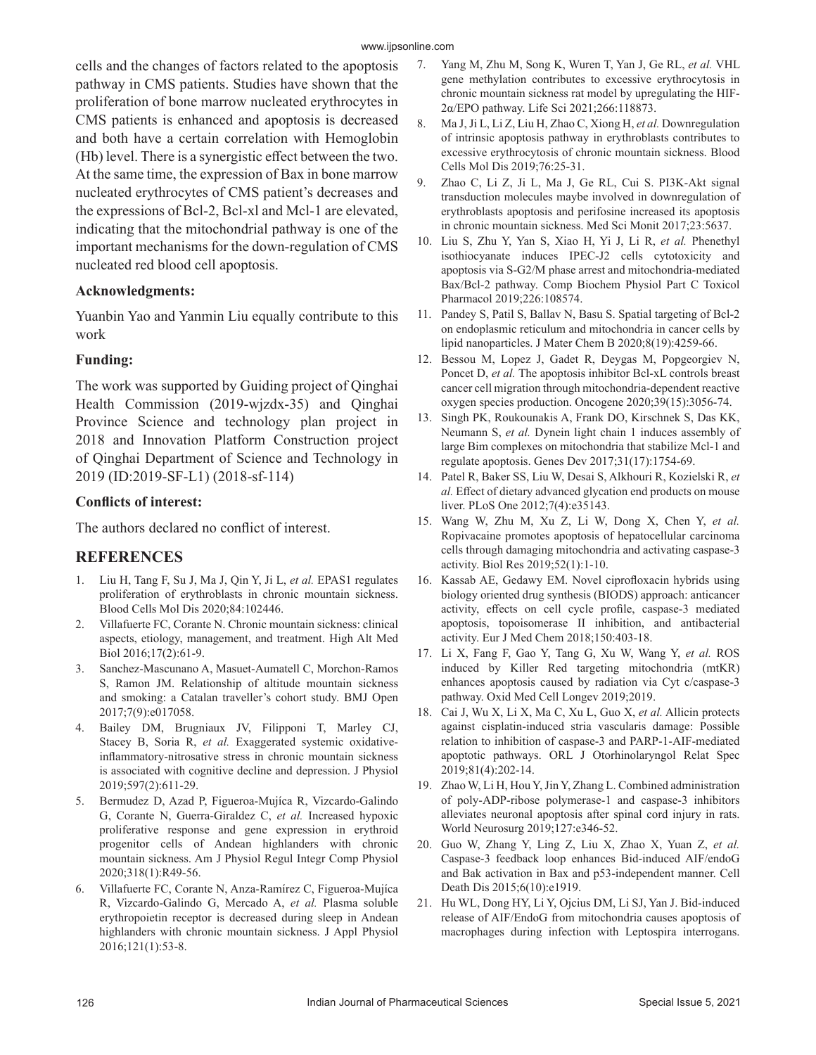cells and the changes of factors related to the apoptosis pathway in CMS patients. Studies have shown that the proliferation of bone marrow nucleated erythrocytes in CMS patients is enhanced and apoptosis is decreased and both have a certain correlation with Hemoglobin (Hb) level. There is a synergistic effect between the two. At the same time, the expression of Bax in bone marrow nucleated erythrocytes of CMS patient's decreases and the expressions of Bcl-2, Bcl-xl and Mcl-1 are elevated, indicating that the mitochondrial pathway is one of the important mechanisms for the down-regulation of CMS nucleated red blood cell apoptosis.

### Acknowledgments:

Yuanbin Yao and Yanmin Liu equally contribute to this work

### Funding:

The work was supported by Guiding project of Qinghai Health Commission (2019-wjzdx-35) and Qinghai Province Science and technology plan project in 2018 and Innovation Platform Construction project of Qinghai Department of Science and Technology in 2019 (ID:2019-SF-L1) (2018-sf-114)

### Conflicts of interest:

The authors declared no conflict of interest.

## REFERENCES

1. Liu H, Tang F, Su J, Ma J, Qin Y, Ji L, *et al.* EPAS1 regulates proliferation of erythroblasts in chronic mountain sickness. Blood Cells Mol Dis 2020;84:102446.
2. Villafuerte FC, Corante N. Chronic mountain sickness: clinical aspects, etiology, management, and treatment. High Alt Med Biol 2016;17(2):61-9.
3. Sanchez-Mascunano A, Masuet-Aumatell C, Morchon-Ramos S, Ramon JM. Relationship of altitude mountain sickness and smoking: a Catalan traveller's cohort study. BMJ Open 2017;7(9):e017058.
4. Bailey DM, Brugniaux JV, Filipponi T, Marley CJ, Stacey B, Soria R, *et al.* Exaggerated systemic oxidative-inflammatory-nitrosative stress in chronic mountain sickness is associated with cognitive decline and depression. J Physiol 2019;597(2):611-29.
5. Bermudez D, Azad P, Figueroa-Mujíca R, Vizcardo-Galindo G, Corante N, Guerra-Giraldez C, *et al.* Increased hypoxic proliferative response and gene expression in erythroid progenitor cells of Andean highlanders with chronic mountain sickness. Am J Physiol Regul Integr Comp Physiol 2020;318(1):R49-56.
6. Villafuerte FC, Corante N, Anza-Ramírez C, Figueroa-Mujíca R, Vizcardo-Galindo G, Mercado A, *et al.* Plasma soluble erythropoietin receptor is decreased during sleep in Andean highlanders with chronic mountain sickness. J Appl Physiol 2016;121(1):53-8.
7. Yang M, Zhu M, Song K, Wuren T, Yan J, Ge RL, *et al.* VHL gene methylation contributes to excessive erythrocytosis in chronic mountain sickness rat model by upregulating the HIF-2α/EPO pathway. Life Sci 2021;266:118873.
8. Ma J, Ji L, Li Z, Liu H, Zhao C, Xiong H, *et al.* Downregulation of intrinsic apoptosis pathway in erythroblasts contributes to excessive erythrocytosis of chronic mountain sickness. Blood Cells Mol Dis 2019;76:25-31.
9. Zhao C, Li Z, Ji L, Ma J, Ge RL, Cui S. PI3K-Akt signal transduction molecules maybe involved in downregulation of erythroblasts apoptosis and perifosine increased its apoptosis in chronic mountain sickness. Med Sci Monit 2017;23:5637.
10. Liu S, Zhu Y, Yan S, Xiao H, Yi J, Li R, *et al.* Phenethyl isothiocyanate induces IPEC-J2 cells cytotoxicity and apoptosis via S-G2/M phase arrest and mitochondria-mediated Bax/Bcl-2 pathway. Comp Biochem Physiol Part C Toxicol Pharmacol 2019;226:108574.
11. Pandey S, Patil S, Ballav N, Basu S. Spatial targeting of Bcl-2 on endoplasmic reticulum and mitochondria in cancer cells by lipid nanoparticles. J Mater Chem B 2020;8(19):4259-66.
12. Bessou M, Lopez J, Gadet R, Deygas M, Popgeorgiev N, Poncet D, *et al.* The apoptosis inhibitor Bcl-xL controls breast cancer cell migration through mitochondria-dependent reactive oxygen species production. Oncogene 2020;39(15):3056-74.
13. Singh PK, Roukounakis A, Frank DO, Kirschnek S, Das KK, Neumann S, *et al.* Dynein light chain 1 induces assembly of large Bim complexes on mitochondria that stabilize Mcl-1 and regulate apoptosis. Genes Dev 2017;31(17):1754-69.
14. Patel R, Baker SS, Liu W, Desai S, Alkhouri R, Kozielski R, *et al.* Effect of dietary advanced glycation end products on mouse liver. PLoS One 2012;7(4):e35143.
15. Wang W, Zhu M, Xu Z, Li W, Dong X, Chen Y, *et al.* Ropivacaine promotes apoptosis of hepatocellular carcinoma cells through damaging mitochondria and activating caspase-3 activity. Biol Res 2019;52(1):1-10.
16. Kassab AE, Gedawy EM. Novel ciprofloxacin hybrids using biology oriented drug synthesis (BIODS) approach: anticancer activity, effects on cell cycle profile, caspase-3 mediated apoptosis, topoisomerase II inhibition, and antibacterial activity. Eur J Med Chem 2018;150:403-18.
17. Li X, Fang F, Gao Y, Tang G, Xu W, Wang Y, *et al.* ROS induced by Killer Red targeting mitochondria (mtKR) enhances apoptosis caused by radiation via Cyt c/caspase-3 pathway. Oxid Med Cell Longev 2019;2019.
18. Cai J, Wu X, Li X, Ma C, Xu L, Guo X, *et al.* Allicin protects against cisplatin-induced stria vascularis damage: Possible relation to inhibition of caspase-3 and PARP-1-AIF-mediated apoptotic pathways. ORL J Otorhinolaryngol Relat Spec 2019;81(4):202-14.
19. Zhao W, Li H, Hou Y, Jin Y, Zhang L. Combined administration of poly-ADP-ribose polymerase-1 and caspase-3 inhibitors alleviates neuronal apoptosis after spinal cord injury in rats. World Neurosurg 2019;127:e346-52.
20. Guo W, Zhang Y, Ling Z, Liu X, Zhao X, Yuan Z, *et al.* Caspase-3 feedback loop enhances Bid-induced AIF/endoG and Bak activation in Bax and p53-independent manner. Cell Death Dis 2015;6(10):e1919.
21. Hu WL, Dong HY, Li Y, Ojcius DM, Li SJ, Yan J. Bid-induced release of AIF/EndoG from mitochondria causes apoptosis of macrophages during infection with Leptospira interrogans.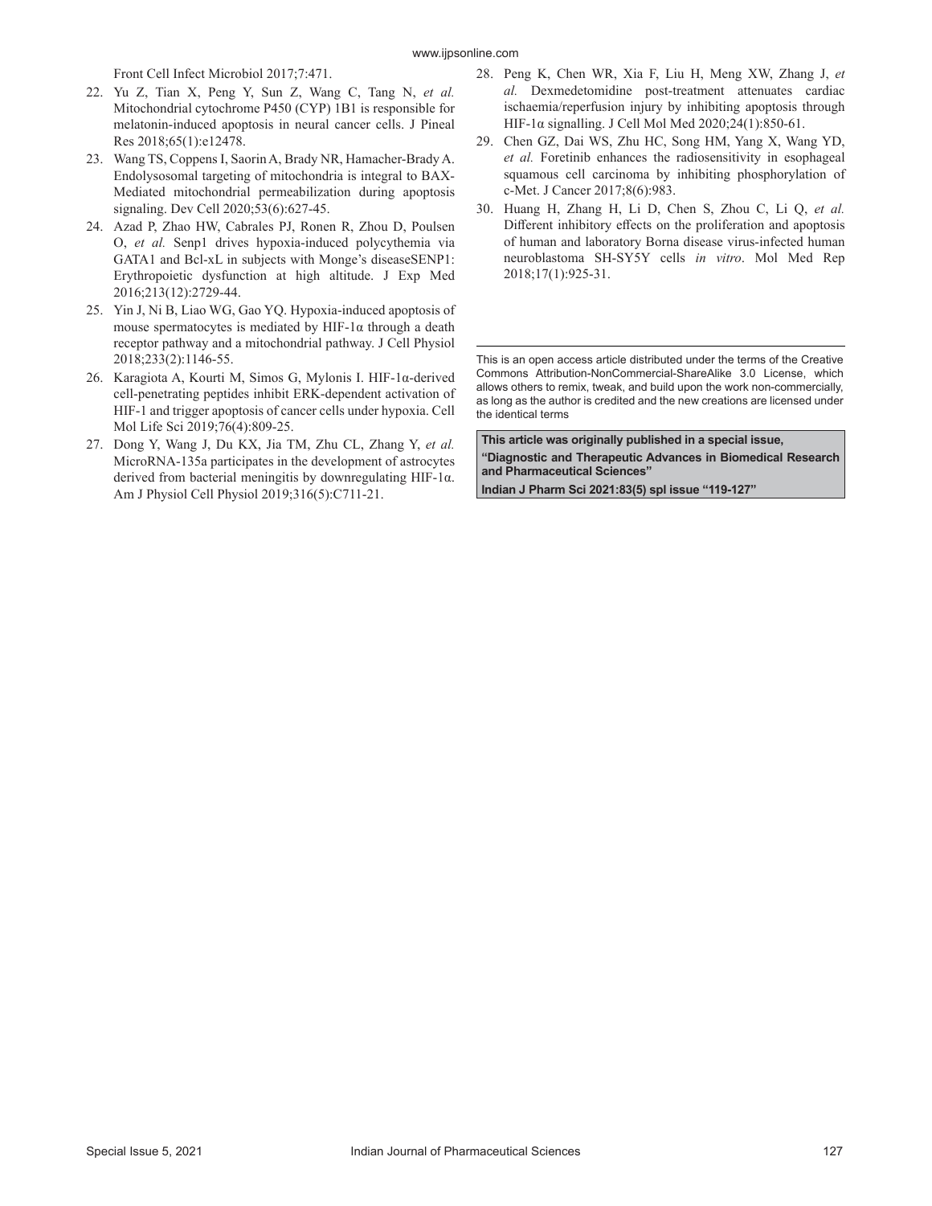Front Cell Infect Microbiol 2017;7:471.

22. Yu Z, Tian X, Peng Y, Sun Z, Wang C, Tang N, *et al.* Mitochondrial cytochrome P450 (CYP) 1B1 is responsible for melatonin-induced apoptosis in neural cancer cells. J Pineal Res 2018;65(1):e12478.
23. Wang TS, Coppens I, Saorin A, Brady NR, Hamacher-Brady A. Endolysosomal targeting of mitochondria is integral to BAX-Mediated mitochondrial permeabilization during apoptosis signaling. Dev Cell 2020;53(6):627-45.
24. Azad P, Zhao HW, Cabrales PJ, Ronen R, Zhou D, Poulsen O, *et al.* Senp1 drives hypoxia-induced polycythemia via GATA1 and Bcl-xL in subjects with Monge's diseaseSENP1: Erythropoietic dysfunction at high altitude. J Exp Med 2016;213(12):2729-44.
25. Yin J, Ni B, Liao WG, Gao YQ. Hypoxia-induced apoptosis of mouse spermatocytes is mediated by HIF-1α through a death receptor pathway and a mitochondrial pathway. J Cell Physiol 2018;233(2):1146-55.
26. Karagiota A, Kourti M, Simos G, Mylonis I. HIF-1α-derived cell-penetrating peptides inhibit ERK-dependent activation of HIF-1 and trigger apoptosis of cancer cells under hypoxia. Cell Mol Life Sci 2019;76(4):809-25.
27. Dong Y, Wang J, Du KX, Jia TM, Zhu CL, Zhang Y, *et al.* MicroRNA-135a participates in the development of astrocytes derived from bacterial meningitis by downregulating HIF-1α. Am J Physiol Cell Physiol 2019;316(5):C711-21.
28. Peng K, Chen WR, Xia F, Liu H, Meng XW, Zhang J, *et al.* Dexmedetomidine post-treatment attenuates cardiac ischaemia/reperfusion injury by inhibiting apoptosis through HIF-1α signalling. J Cell Mol Med 2020;24(1):850-61.
29. Chen GZ, Dai WS, Zhu HC, Song HM, Yang X, Wang YD, *et al.* Foretinib enhances the radiosensitivity in esophageal squamous cell carcinoma by inhibiting phosphorylation of c-Met. J Cancer 2017;8(6):983.
30. Huang H, Zhang H, Li D, Chen S, Zhou C, Li Q, *et al.* Different inhibitory effects on the proliferation and apoptosis of human and laboratory Borna disease virus-infected human neuroblastoma SH-SY5Y cells *in vitro*. Mol Med Rep 2018;17(1):925-31.

---

This is an open access article distributed under the terms of the Creative Commons Attribution-NonCommercial-ShareAlike 3.0 License, which allows others to remix, tweak, and build upon the work non-commercially, as long as the author is credited and the new creations are licensed under the identical terms

**This article was originally published in a special issue, "Diagnostic and Therapeutic Advances in Biomedical Research and Pharmaceutical Sciences"**
**Indian J Pharm Sci 2021:83(5) spl issue "119-127"**